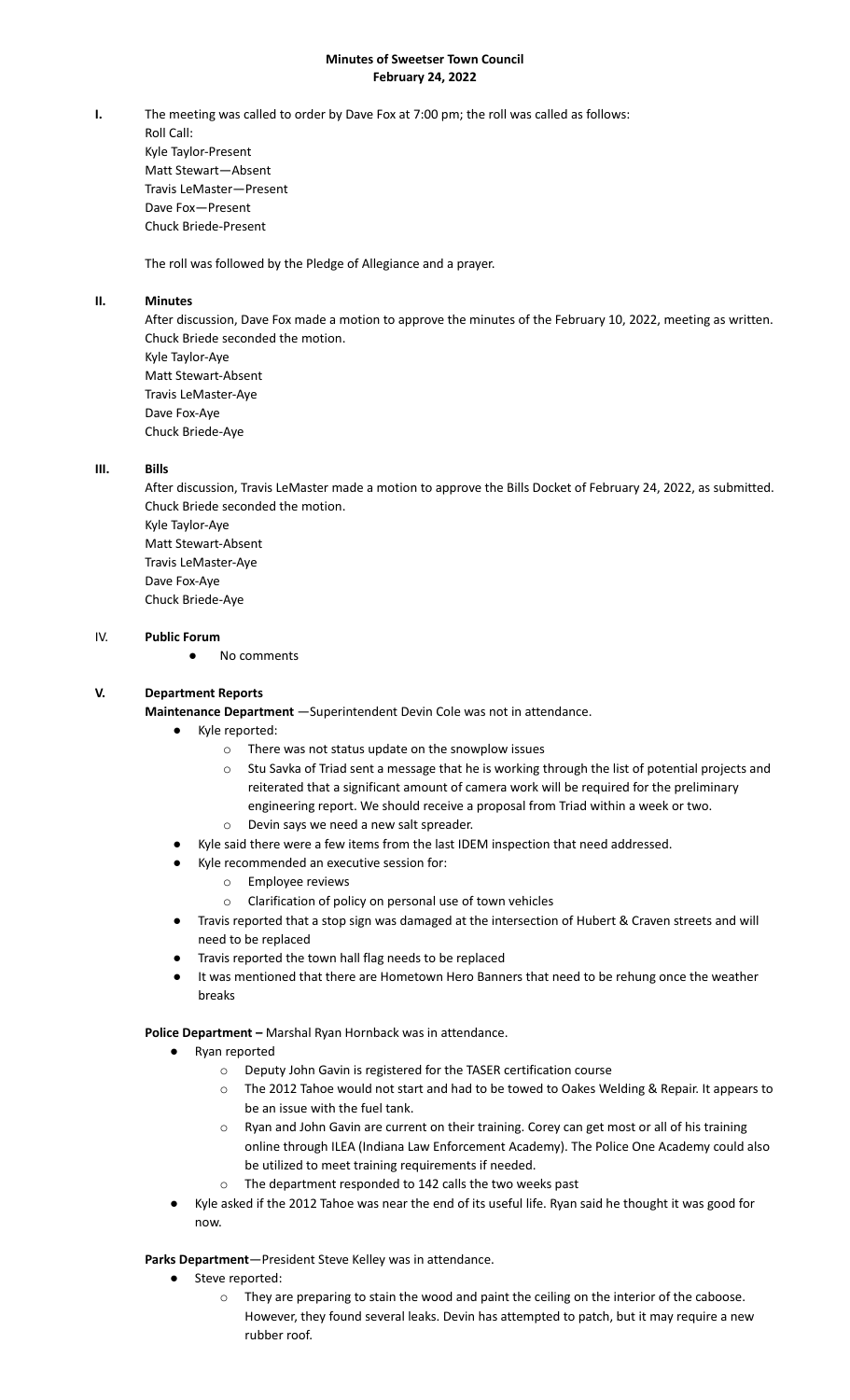**Minutes of Sweetser Town Council**
**February 24, 2022**

**I.** The meeting was called to order by Dave Fox at 7:00 pm; the roll was called as follows:

Roll Call:
Kyle Taylor-Present
Matt Stewart—Absent
Travis LeMaster—Present
Dave Fox—Present
Chuck Briede-Present

The roll was followed by the Pledge of Allegiance and a prayer.

**II. Minutes**

After discussion, Dave Fox made a motion to approve the minutes of the February 10, 2022, meeting as written. Chuck Briede seconded the motion.
Kyle Taylor-Aye
Matt Stewart-Absent
Travis LeMaster-Aye
Dave Fox-Aye
Chuck Briede-Aye

**III. Bills**

After discussion, Travis LeMaster made a motion to approve the Bills Docket of February 24, 2022, as submitted. Chuck Briede seconded the motion.
Kyle Taylor-Aye
Matt Stewart-Absent
Travis LeMaster-Aye
Dave Fox-Aye
Chuck Briede-Aye

IV. **Public Forum**

- No comments

**V. Department Reports**

**Maintenance Department** —Superintendent Devin Cole was not in attendance.

- Kyle reported:
  - There was not status update on the snowplow issues
  - Stu Savka of Triad sent a message that he is working through the list of potential projects and reiterated that a significant amount of camera work will be required for the preliminary engineering report. We should receive a proposal from Triad within a week or two.
  - Devin says we need a new salt spreader.
- Kyle said there were a few items from the last IDEM inspection that need addressed.
- Kyle recommended an executive session for:
  - Employee reviews
  - Clarification of policy on personal use of town vehicles
- Travis reported that a stop sign was damaged at the intersection of Hubert & Craven streets and will need to be replaced
- Travis reported the town hall flag needs to be replaced
- It was mentioned that there are Hometown Hero Banners that need to be rehung once the weather breaks

**Police Department –** Marshal Ryan Hornback was in attendance.

- Ryan reported
  - Deputy John Gavin is registered for the TASER certification course
  - The 2012 Tahoe would not start and had to be towed to Oakes Welding & Repair. It appears to be an issue with the fuel tank.
  - Ryan and John Gavin are current on their training. Corey can get most or all of his training online through ILEA (Indiana Law Enforcement Academy). The Police One Academy could also be utilized to meet training requirements if needed.
  - The department responded to 142 calls the two weeks past
- Kyle asked if the 2012 Tahoe was near the end of its useful life. Ryan said he thought it was good for now.

**Parks Department**—President Steve Kelley was in attendance.

- Steve reported:
  - They are preparing to stain the wood and paint the ceiling on the interior of the caboose. However, they found several leaks. Devin has attempted to patch, but it may require a new rubber roof.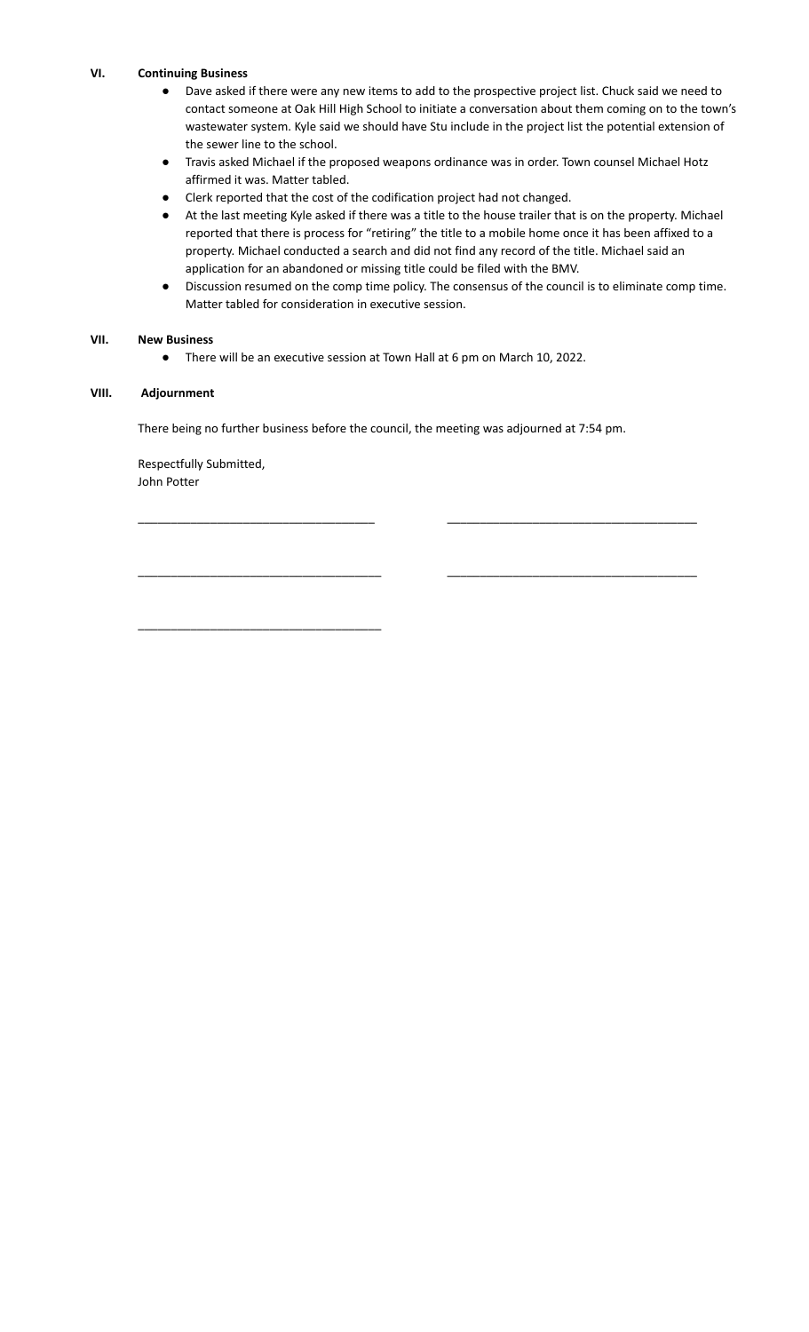## VI. Continuing Business

- Dave asked if there were any new items to add to the prospective project list. Chuck said we need to contact someone at Oak Hill High School to initiate a conversation about them coming on to the town's wastewater system. Kyle said we should have Stu include in the project list the potential extension of the sewer line to the school.
- Travis asked Michael if the proposed weapons ordinance was in order. Town counsel Michael Hotz affirmed it was. Matter tabled.
- Clerk reported that the cost of the codification project had not changed.
- At the last meeting Kyle asked if there was a title to the house trailer that is on the property. Michael reported that there is process for "retiring" the title to a mobile home once it has been affixed to a property. Michael conducted a search and did not find any record of the title. Michael said an application for an abandoned or missing title could be filed with the BMV.
- Discussion resumed on the comp time policy. The consensus of the council is to eliminate comp time. Matter tabled for consideration in executive session.

## VII. New Business

- There will be an executive session at Town Hall at 6 pm on March 10, 2022.

## VIII. Adjournment

There being no further business before the council, the meeting was adjourned at 7:54 pm.

Respectfully Submitted,
John Potter

\_\_\_\_\_\_\_\_\_\_\_\_\_\_\_\_\_\_\_\_\_\_\_\_\_\_\_\_\_\_\_\_\_\_ \_\_\_\_\_\_\_\_\_\_\_\_\_\_\_\_\_\_\_\_\_\_\_\_\_\_\_\_\_\_\_\_\_\_

\_\_\_\_\_\_\_\_\_\_\_\_\_\_\_\_\_\_\_\_\_\_\_\_\_\_\_\_\_\_\_\_\_\_ \_\_\_\_\_\_\_\_\_\_\_\_\_\_\_\_\_\_\_\_\_\_\_\_\_\_\_\_\_\_\_\_\_\_

\_\_\_\_\_\_\_\_\_\_\_\_\_\_\_\_\_\_\_\_\_\_\_\_\_\_\_\_\_\_\_\_\_\_